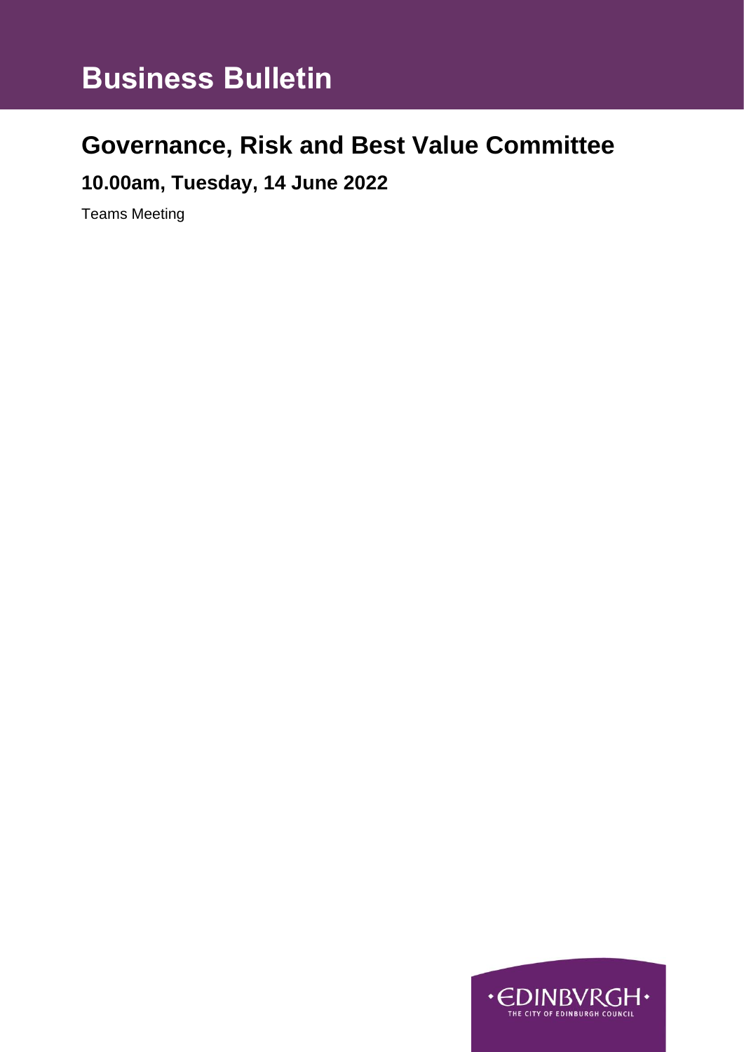# Business Bulletin

## Governance, Risk and Best Value Committee

### 10.00am, Tuesday, 14 June 2022

Teams Meeting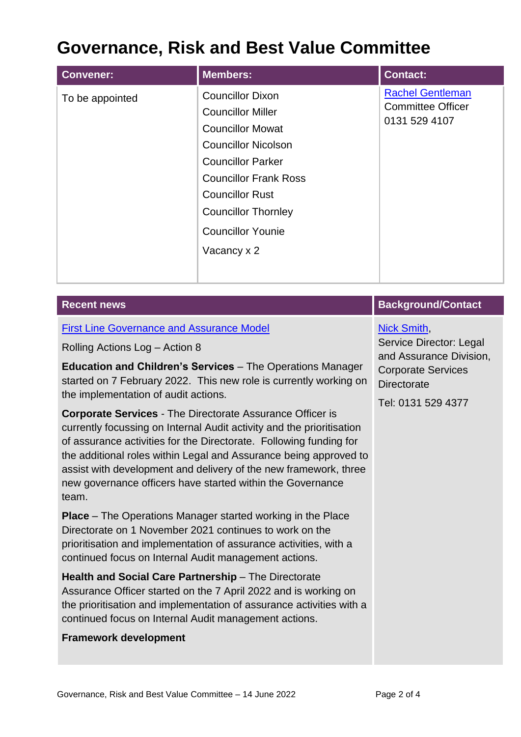# Governance, Risk and Best Value Committee

| Convener: | Members: | Contact: |
|---|---|---|
| To be appointed | Councillor Dixon<br>Councillor Miller<br>Councillor Mowat<br>Councillor Nicolson<br>Councillor Parker<br>Councillor Frank Ross<br>Councillor Rust<br>Councillor Thornley<br>Councillor Younie<br>Vacancy x 2 | Rachel Gentleman<br>Committee Officer<br>0131 529 4107 |

| Recent news | Background/Contact |
|---|---|
| First Line Governance and Assurance Model<br><br>Rolling Actions Log – Action 8<br><br>**Education and Children's Services** – The Operations Manager started on 7 February 2022. This new role is currently working on the implementation of audit actions.<br><br>**Corporate Services** - The Directorate Assurance Officer is currently focussing on Internal Audit activity and the prioritisation of assurance activities for the Directorate. Following funding for the additional roles within Legal and Assurance being approved to assist with development and delivery of the new framework, three new governance officers have started within the Governance team.<br><br>**Place** – The Operations Manager started working in the Place Directorate on 1 November 2021 continues to work on the prioritisation and implementation of assurance activities, with a continued focus on Internal Audit management actions.<br><br>**Health and Social Care Partnership** – The Directorate Assurance Officer started on the 7 April 2022 and is working on the prioritisation and implementation of assurance activities with a continued focus on Internal Audit management actions.<br><br>**Framework development** | Nick Smith,<br>Service Director: Legal and Assurance Division, Corporate Services Directorate<br><br>Tel: 0131 529 4377 |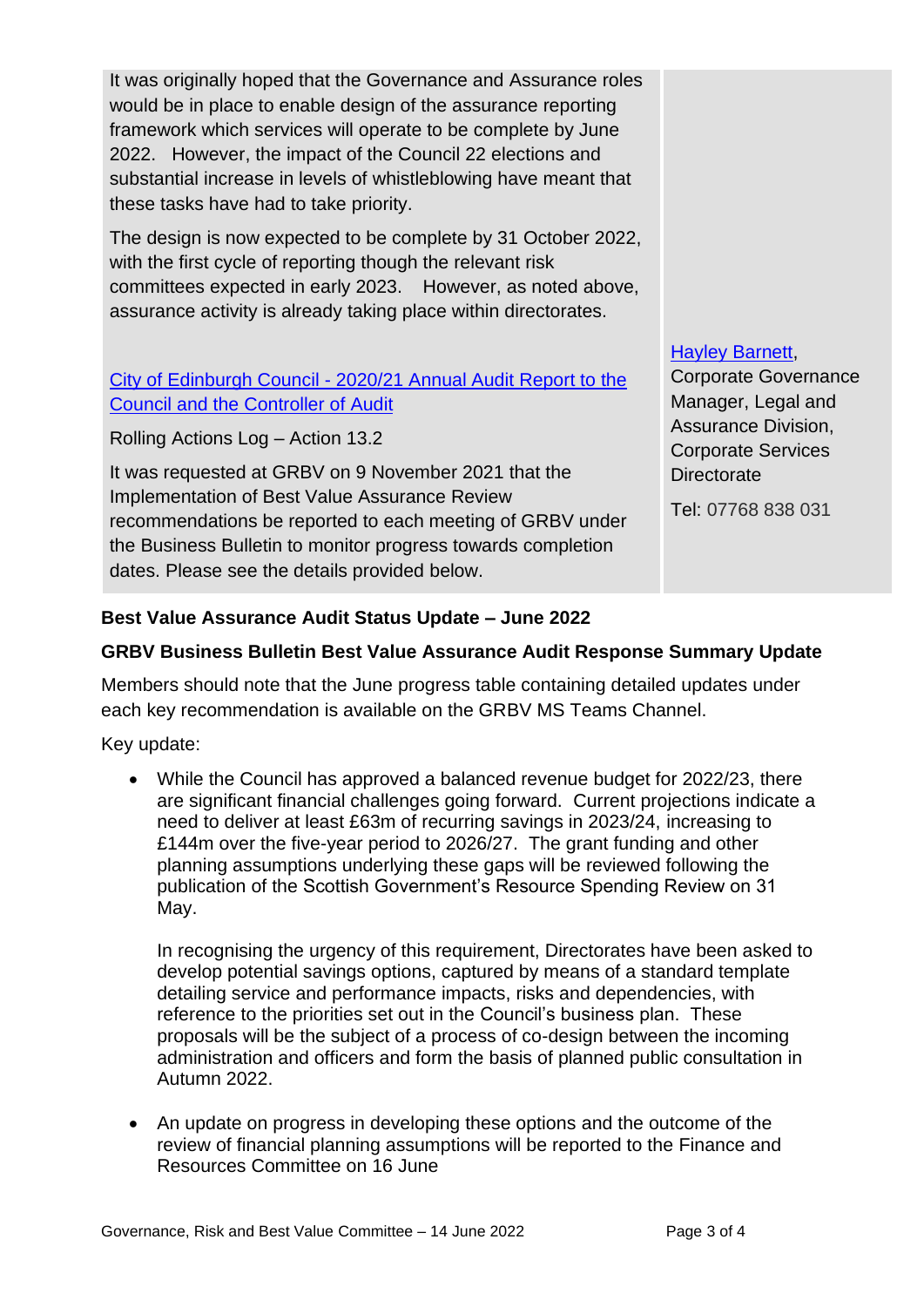| | |
|---|---|
| It was originally hoped that the Governance and Assurance roles would be in place to enable design of the assurance reporting framework which services will operate to be complete by June 2022. However, the impact of the Council 22 elections and substantial increase in levels of whistleblowing have meant that these tasks have had to take priority.<br><br>The design is now expected to be complete by 31 October 2022, with the first cycle of reporting though the relevant risk committees expected in early 2023. However, as noted above, assurance activity is already taking place within directorates. | |
| City of Edinburgh Council - 2020/21 Annual Audit Report to the Council and the Controller of Audit<br><br>Rolling Actions Log – Action 13.2<br><br>It was requested at GRBV on 9 November 2021 that the Implementation of Best Value Assurance Review recommendations be reported to each meeting of GRBV under the Business Bulletin to monitor progress towards completion dates. Please see the details provided below. | Hayley Barnett, Corporate Governance Manager, Legal and Assurance Division, Corporate Services Directorate<br><br>Tel: 07768 838 031 |

**Best Value Assurance Audit Status Update – June 2022**

**GRBV Business Bulletin Best Value Assurance Audit Response Summary Update**

Members should note that the June progress table containing detailed updates under each key recommendation is available on the GRBV MS Teams Channel.

Key update:

- While the Council has approved a balanced revenue budget for 2022/23, there are significant financial challenges going forward. Current projections indicate a need to deliver at least £63m of recurring savings in 2023/24, increasing to £144m over the five-year period to 2026/27. The grant funding and other planning assumptions underlying these gaps will be reviewed following the publication of the Scottish Government's Resource Spending Review on 31 May.

  In recognising the urgency of this requirement, Directorates have been asked to develop potential savings options, captured by means of a standard template detailing service and performance impacts, risks and dependencies, with reference to the priorities set out in the Council's business plan. These proposals will be the subject of a process of co-design between the incoming administration and officers and form the basis of planned public consultation in Autumn 2022.

- An update on progress in developing these options and the outcome of the review of financial planning assumptions will be reported to the Finance and Resources Committee on 16 June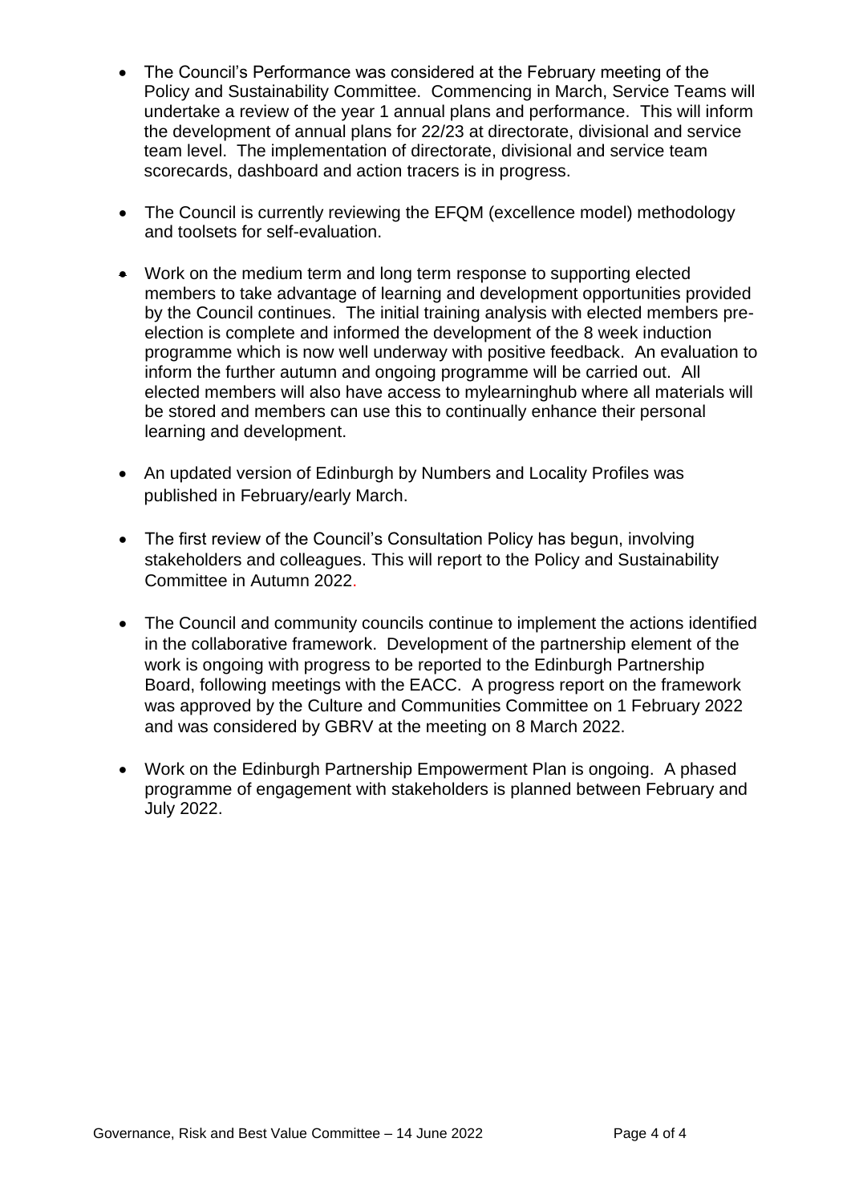- The Council's Performance was considered at the February meeting of the Policy and Sustainability Committee. Commencing in March, Service Teams will undertake a review of the year 1 annual plans and performance. This will inform the development of annual plans for 22/23 at directorate, divisional and service team level. The implementation of directorate, divisional and service team scorecards, dashboard and action tracers is in progress.

- The Council is currently reviewing the EFQM (excellence model) methodology and toolsets for self-evaluation.

- Work on the medium term and long term response to supporting elected members to take advantage of learning and development opportunities provided by the Council continues. The initial training analysis with elected members pre-election is complete and informed the development of the 8 week induction programme which is now well underway with positive feedback. An evaluation to inform the further autumn and ongoing programme will be carried out. All elected members will also have access to mylearninghub where all materials will be stored and members can use this to continually enhance their personal learning and development.

- An updated version of Edinburgh by Numbers and Locality Profiles was published in February/early March.

- The first review of the Council's Consultation Policy has begun, involving stakeholders and colleagues. This will report to the Policy and Sustainability Committee in Autumn 2022.

- The Council and community councils continue to implement the actions identified in the collaborative framework. Development of the partnership element of the work is ongoing with progress to be reported to the Edinburgh Partnership Board, following meetings with the EACC. A progress report on the framework was approved by the Culture and Communities Committee on 1 February 2022 and was considered by GBRV at the meeting on 8 March 2022.

- Work on the Edinburgh Partnership Empowerment Plan is ongoing. A phased programme of engagement with stakeholders is planned between February and July 2022.